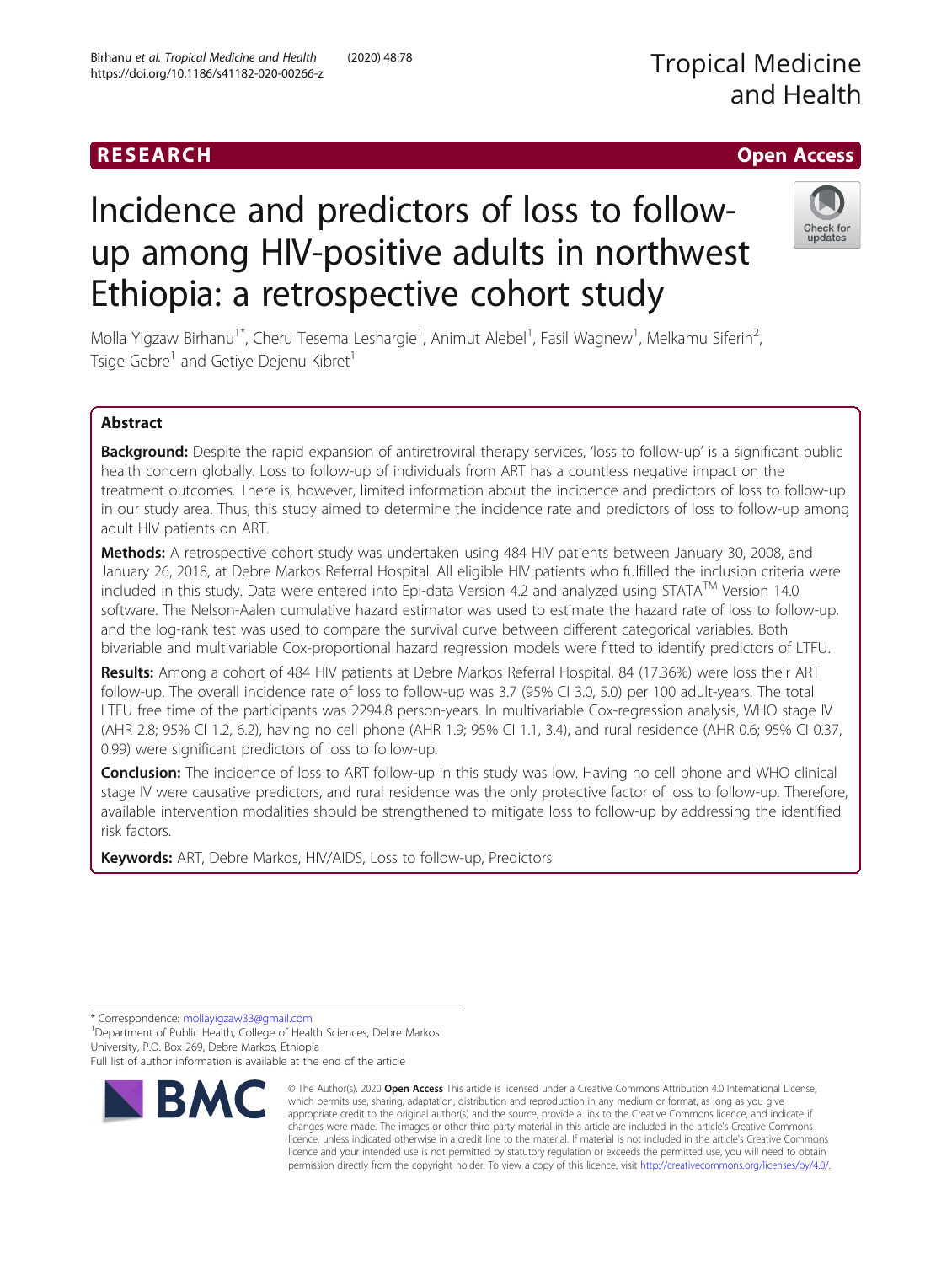RESEARCH

Open Access

# Incidence and predictors of loss to follow-up among HIV-positive adults in northwest Ethiopia: a retrospective cohort study

Molla Yigzaw Birhanu[1*], Cheru Tesema Leshargie[1], Animut Alebel[1], Fasil Wagnew[1], Melkamu Siferih[2], Tsige Gebre[1] and Getiye Dejenu Kibret[1]

## Abstract

**Background:** Despite the rapid expansion of antiretroviral therapy services, 'loss to follow-up' is a significant public health concern globally. Loss to follow-up of individuals from ART has a countless negative impact on the treatment outcomes. There is, however, limited information about the incidence and predictors of loss to follow-up in our study area. Thus, this study aimed to determine the incidence rate and predictors of loss to follow-up among adult HIV patients on ART.

**Methods:** A retrospective cohort study was undertaken using 484 HIV patients between January 30, 2008, and January 26, 2018, at Debre Markos Referral Hospital. All eligible HIV patients who fulfilled the inclusion criteria were included in this study. Data were entered into Epi-data Version 4.2 and analyzed using STATA™ Version 14.0 software. The Nelson-Aalen cumulative hazard estimator was used to estimate the hazard rate of loss to follow-up, and the log-rank test was used to compare the survival curve between different categorical variables. Both bivariable and multivariable Cox-proportional hazard regression models were fitted to identify predictors of LTFU.

**Results:** Among a cohort of 484 HIV patients at Debre Markos Referral Hospital, 84 (17.36%) were loss their ART follow-up. The overall incidence rate of loss to follow-up was 3.7 (95% CI 3.0, 5.0) per 100 adult-years. The total LTFU free time of the participants was 2294.8 person-years. In multivariable Cox-regression analysis, WHO stage IV (AHR 2.8; 95% CI 1.2, 6.2), having no cell phone (AHR 1.9; 95% CI 1.1, 3.4), and rural residence (AHR 0.6; 95% CI 0.37, 0.99) were significant predictors of loss to follow-up.

**Conclusion:** The incidence of loss to ART follow-up in this study was low. Having no cell phone and WHO clinical stage IV were causative predictors, and rural residence was the only protective factor of loss to follow-up. Therefore, available intervention modalities should be strengthened to mitigate loss to follow-up by addressing the identified risk factors.

**Keywords:** ART, Debre Markos, HIV/AIDS, Loss to follow-up, Predictors

\* Correspondence: mollayigzaw33@gmail.com

[1]Department of Public Health, College of Health Sciences, Debre Markos University, P.O. Box 269, Debre Markos, Ethiopia

Full list of author information is available at the end of the article

© The Author(s). 2020 **Open Access** This article is licensed under a Creative Commons Attribution 4.0 International License, which permits use, sharing, adaptation, distribution and reproduction in any medium or format, as long as you give appropriate credit to the original author(s) and the source, provide a link to the Creative Commons licence, and indicate if changes were made. The images or other third party material in this article are included in the article's Creative Commons licence, unless indicated otherwise in a credit line to the material. If material is not included in the article's Creative Commons licence and your intended use is not permitted by statutory regulation or exceeds the permitted use, you will need to obtain permission directly from the copyright holder. To view a copy of this licence, visit http://creativecommons.org/licenses/by/4.0/.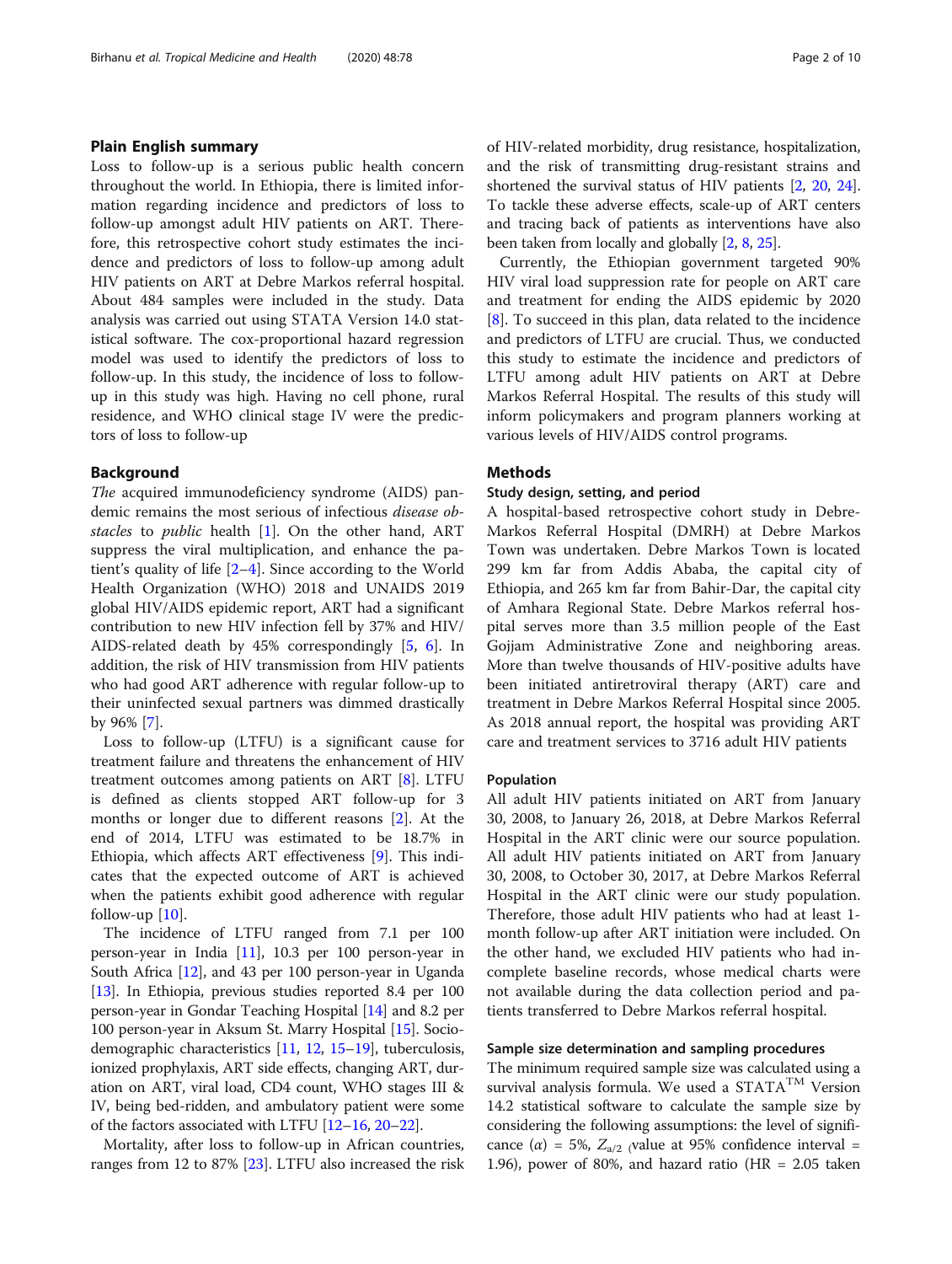## Plain English summary

Loss to follow-up is a serious public health concern throughout the world. In Ethiopia, there is limited information regarding incidence and predictors of loss to follow-up amongst adult HIV patients on ART. Therefore, this retrospective cohort study estimates the incidence and predictors of loss to follow-up among adult HIV patients on ART at Debre Markos referral hospital. About 484 samples were included in the study. Data analysis was carried out using STATA Version 14.0 statistical software. The cox-proportional hazard regression model was used to identify the predictors of loss to follow-up. In this study, the incidence of loss to follow-up in this study was high. Having no cell phone, rural residence, and WHO clinical stage IV were the predictors of loss to follow-up

## Background

*The* acquired immunodeficiency syndrome (AIDS) pandemic remains the most serious of infectious *disease obstacles* to *public* health [1]. On the other hand, ART suppress the viral multiplication, and enhance the patient's quality of life [2–4]. Since according to the World Health Organization (WHO) 2018 and UNAIDS 2019 global HIV/AIDS epidemic report, ART had a significant contribution to new HIV infection fell by 37% and HIV/AIDS-related death by 45% correspondingly [5, 6]. In addition, the risk of HIV transmission from HIV patients who had good ART adherence with regular follow-up to their uninfected sexual partners was dimmed drastically by 96% [7].

Loss to follow-up (LTFU) is a significant cause for treatment failure and threatens the enhancement of HIV treatment outcomes among patients on ART [8]. LTFU is defined as clients stopped ART follow-up for 3 months or longer due to different reasons [2]. At the end of 2014, LTFU was estimated to be 18.7% in Ethiopia, which affects ART effectiveness [9]. This indicates that the expected outcome of ART is achieved when the patients exhibit good adherence with regular follow-up [10].

The incidence of LTFU ranged from 7.1 per 100 person-year in India [11], 10.3 per 100 person-year in South Africa [12], and 43 per 100 person-year in Uganda [13]. In Ethiopia, previous studies reported 8.4 per 100 person-year in Gondar Teaching Hospital [14] and 8.2 per 100 person-year in Aksum St. Marry Hospital [15]. Socio-demographic characteristics [11, 12, 15–19], tuberculosis, ionized prophylaxis, ART side effects, changing ART, duration on ART, viral load, CD4 count, WHO stages III & IV, being bed-ridden, and ambulatory patient were some of the factors associated with LTFU [12–16, 20–22].

Mortality, after loss to follow-up in African countries, ranges from 12 to 87% [23]. LTFU also increased the risk of HIV-related morbidity, drug resistance, hospitalization, and the risk of transmitting drug-resistant strains and shortened the survival status of HIV patients [2, 20, 24]. To tackle these adverse effects, scale-up of ART centers and tracing back of patients as interventions have also been taken from locally and globally [2, 8, 25].

Currently, the Ethiopian government targeted 90% HIV viral load suppression rate for people on ART care and treatment for ending the AIDS epidemic by 2020 [8]. To succeed in this plan, data related to the incidence and predictors of LTFU are crucial. Thus, we conducted this study to estimate the incidence and predictors of LTFU among adult HIV patients on ART at Debre Markos Referral Hospital. The results of this study will inform policymakers and program planners working at various levels of HIV/AIDS control programs.

## Methods

### Study design, setting, and period

A hospital-based retrospective cohort study in Debre-Markos Referral Hospital (DMRH) at Debre Markos Town was undertaken. Debre Markos Town is located 299 km far from Addis Ababa, the capital city of Ethiopia, and 265 km far from Bahir-Dar, the capital city of Amhara Regional State. Debre Markos referral hospital serves more than 3.5 million people of the East Gojjam Administrative Zone and neighboring areas. More than twelve thousands of HIV-positive adults have been initiated antiretroviral therapy (ART) care and treatment in Debre Markos Referral Hospital since 2005. As 2018 annual report, the hospital was providing ART care and treatment services to 3716 adult HIV patients

### Population

All adult HIV patients initiated on ART from January 30, 2008, to January 26, 2018, at Debre Markos Referral Hospital in the ART clinic were our source population. All adult HIV patients initiated on ART from January 30, 2008, to October 30, 2017, at Debre Markos Referral Hospital in the ART clinic were our study population. Therefore, those adult HIV patients who had at least 1-month follow-up after ART initiation were included. On the other hand, we excluded HIV patients who had incomplete baseline records, whose medical charts were not available during the data collection period and patients transferred to Debre Markos referral hospital.

### Sample size determination and sampling procedures

The minimum required sample size was calculated using a survival analysis formula. We used a STATA™ Version 14.2 statistical software to calculate the sample size by considering the following assumptions: the level of significance ($\alpha$) = 5%, $Z_{a/2}$ (value at 95% confidence interval = 1.96), power of 80%, and hazard ratio (HR = 2.05 taken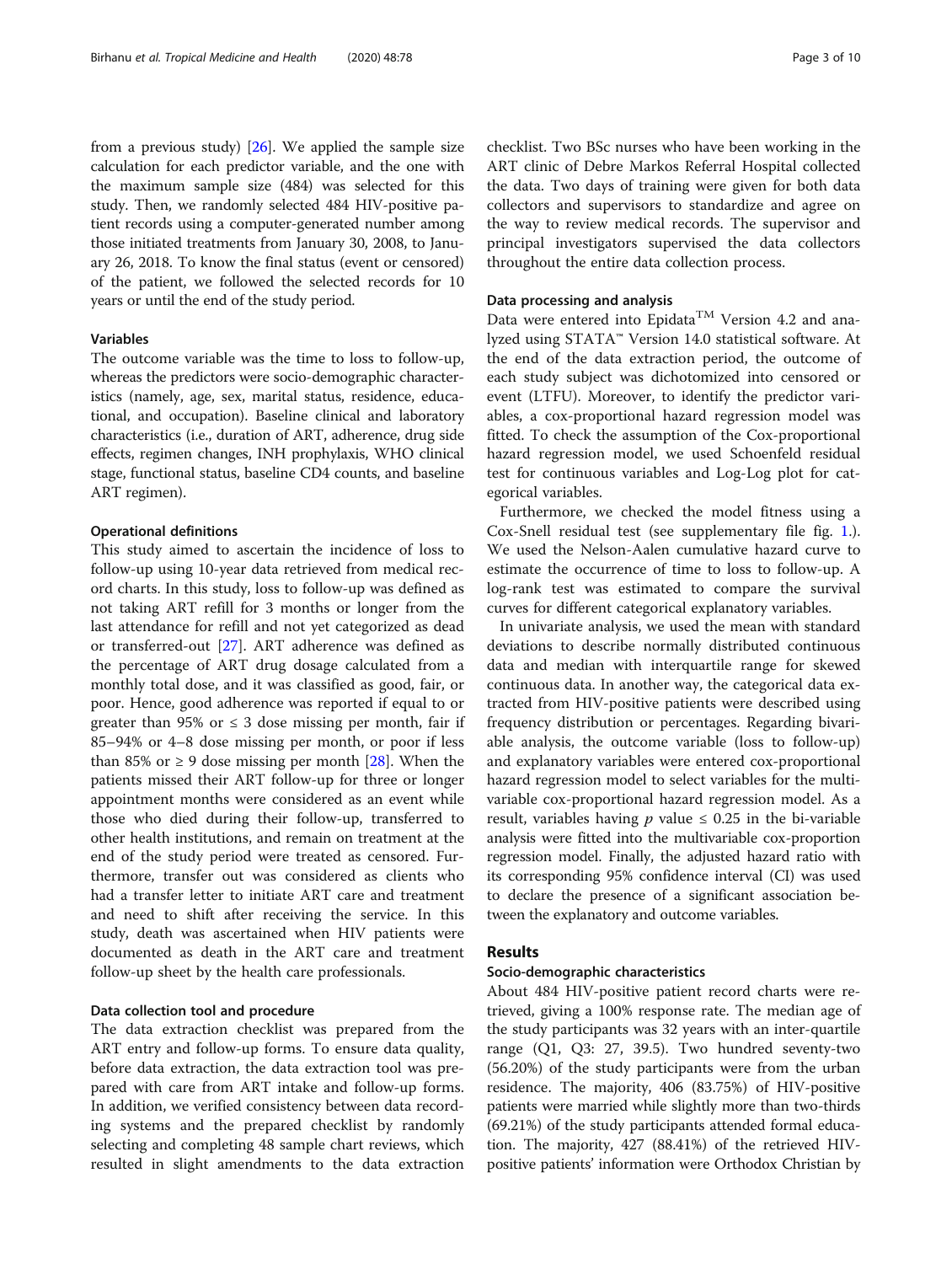from a previous study) [26]. We applied the sample size calculation for each predictor variable, and the one with the maximum sample size (484) was selected for this study. Then, we randomly selected 484 HIV-positive patient records using a computer-generated number among those initiated treatments from January 30, 2008, to January 26, 2018. To know the final status (event or censored) of the patient, we followed the selected records for 10 years or until the end of the study period.

### Variables

The outcome variable was the time to loss to follow-up, whereas the predictors were socio-demographic characteristics (namely, age, sex, marital status, residence, educational, and occupation). Baseline clinical and laboratory characteristics (i.e., duration of ART, adherence, drug side effects, regimen changes, INH prophylaxis, WHO clinical stage, functional status, baseline CD4 counts, and baseline ART regimen).

### Operational definitions

This study aimed to ascertain the incidence of loss to follow-up using 10-year data retrieved from medical record charts. In this study, loss to follow-up was defined as not taking ART refill for 3 months or longer from the last attendance for refill and not yet categorized as dead or transferred-out [27]. ART adherence was defined as the percentage of ART drug dosage calculated from a monthly total dose, and it was classified as good, fair, or poor. Hence, good adherence was reported if equal to or greater than 95% or ≤ 3 dose missing per month, fair if 85–94% or 4–8 dose missing per month, or poor if less than 85% or ≥ 9 dose missing per month [28]. When the patients missed their ART follow-up for three or longer appointment months were considered as an event while those who died during their follow-up, transferred to other health institutions, and remain on treatment at the end of the study period were treated as censored. Furthermore, transfer out was considered as clients who had a transfer letter to initiate ART care and treatment and need to shift after receiving the service. In this study, death was ascertained when HIV patients were documented as death in the ART care and treatment follow-up sheet by the health care professionals.

### Data collection tool and procedure

The data extraction checklist was prepared from the ART entry and follow-up forms. To ensure data quality, before data extraction, the data extraction tool was prepared with care from ART intake and follow-up forms. In addition, we verified consistency between data recording systems and the prepared checklist by randomly selecting and completing 48 sample chart reviews, which resulted in slight amendments to the data extraction checklist. Two BSc nurses who have been working in the ART clinic of Debre Markos Referral Hospital collected the data. Two days of training were given for both data collectors and supervisors to standardize and agree on the way to review medical records. The supervisor and principal investigators supervised the data collectors throughout the entire data collection process.

### Data processing and analysis

Data were entered into Epidata™ Version 4.2 and analyzed using STATA™ Version 14.0 statistical software. At the end of the data extraction period, the outcome of each study subject was dichotomized into censored or event (LTFU). Moreover, to identify the predictor variables, a cox-proportional hazard regression model was fitted. To check the assumption of the Cox-proportional hazard regression model, we used Schoenfeld residual test for continuous variables and Log-Log plot for categorical variables.

Furthermore, we checked the model fitness using a Cox-Snell residual test (see supplementary file fig. 1.). We used the Nelson-Aalen cumulative hazard curve to estimate the occurrence of time to loss to follow-up. A log-rank test was estimated to compare the survival curves for different categorical explanatory variables.

In univariate analysis, we used the mean with standard deviations to describe normally distributed continuous data and median with interquartile range for skewed continuous data. In another way, the categorical data extracted from HIV-positive patients were described using frequency distribution or percentages. Regarding bivariable analysis, the outcome variable (loss to follow-up) and explanatory variables were entered cox-proportional hazard regression model to select variables for the multivariable cox-proportional hazard regression model. As a result, variables having $p$ value ≤ 0.25 in the bi-variable analysis were fitted into the multivariable cox-proportion regression model. Finally, the adjusted hazard ratio with its corresponding 95% confidence interval (CI) was used to declare the presence of a significant association between the explanatory and outcome variables.

## Results

### Socio-demographic characteristics

About 484 HIV-positive patient record charts were retrieved, giving a 100% response rate. The median age of the study participants was 32 years with an inter-quartile range (Q1, Q3: 27, 39.5). Two hundred seventy-two (56.20%) of the study participants were from the urban residence. The majority, 406 (83.75%) of HIV-positive patients were married while slightly more than two-thirds (69.21%) of the study participants attended formal education. The majority, 427 (88.41%) of the retrieved HIV-positive patients' information were Orthodox Christian by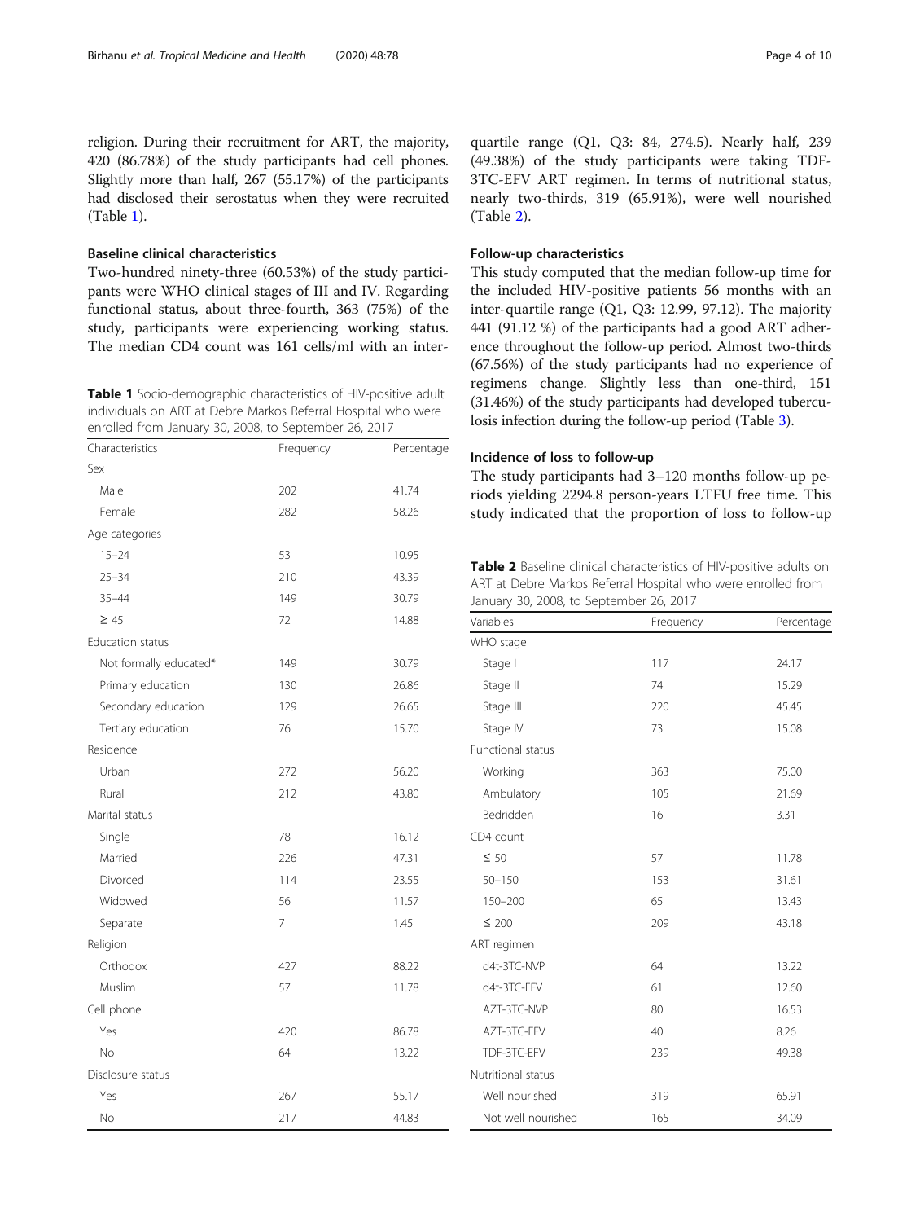religion. During their recruitment for ART, the majority, 420 (86.78%) of the study participants had cell phones. Slightly more than half, 267 (55.17%) of the participants had disclosed their serostatus when they were recruited (Table 1).

### Baseline clinical characteristics

Two-hundred ninety-three (60.53%) of the study participants were WHO clinical stages of III and IV. Regarding functional status, about three-fourth, 363 (75%) of the study, participants were experiencing working status. The median CD4 count was 161 cells/ml with an inter-quartile range (Q1, Q3: 84, 274.5). Nearly half, 239 (49.38%) of the study participants were taking TDF-3TC-EFV ART regimen. In terms of nutritional status, nearly two-thirds, 319 (65.91%), were well nourished (Table 2).

**Table 1** Socio-demographic characteristics of HIV-positive adult individuals on ART at Debre Markos Referral Hospital who were enrolled from January 30, 2008, to September 26, 2017

| Characteristics | Frequency | Percentage |
|---|---|---|
| Sex | | |
| Male | 202 | 41.74 |
| Female | 282 | 58.26 |
| Age categories | | |
| 15–24 | 53 | 10.95 |
| 25–34 | 210 | 43.39 |
| 35–44 | 149 | 30.79 |
| ≥ 45 | 72 | 14.88 |
| Education status | | |
| Not formally educated* | 149 | 30.79 |
| Primary education | 130 | 26.86 |
| Secondary education | 129 | 26.65 |
| Tertiary education | 76 | 15.70 |
| Residence | | |
| Urban | 272 | 56.20 |
| Rural | 212 | 43.80 |
| Marital status | | |
| Single | 78 | 16.12 |
| Married | 226 | 47.31 |
| Divorced | 114 | 23.55 |
| Widowed | 56 | 11.57 |
| Separate | 7 | 1.45 |
| Religion | | |
| Orthodox | 427 | 88.22 |
| Muslim | 57 | 11.78 |
| Cell phone | | |
| Yes | 420 | 86.78 |
| No | 64 | 13.22 |
| Disclosure status | | |
| Yes | 267 | 55.17 |
| No | 217 | 44.83 |

### Follow-up characteristics

This study computed that the median follow-up time for the included HIV-positive patients 56 months with an inter-quartile range (Q1, Q3: 12.99, 97.12). The majority 441 (91.12 %) of the participants had a good ART adherence throughout the follow-up period. Almost two-thirds (67.56%) of the study participants had no experience of regimens change. Slightly less than one-third, 151 (31.46%) of the study participants had developed tuberculosis infection during the follow-up period (Table 3).

### Incidence of loss to follow-up

The study participants had 3–120 months follow-up periods yielding 2294.8 person-years LTFU free time. This study indicated that the proportion of loss to follow-up

**Table 2** Baseline clinical characteristics of HIV-positive adults on ART at Debre Markos Referral Hospital who were enrolled from January 30, 2008, to September 26, 2017

| Variables | Frequency | Percentage |
|---|---|---|
| WHO stage | | |
| Stage I | 117 | 24.17 |
| Stage II | 74 | 15.29 |
| Stage III | 220 | 45.45 |
| Stage IV | 73 | 15.08 |
| Functional status | | |
| Working | 363 | 75.00 |
| Ambulatory | 105 | 21.69 |
| Bedridden | 16 | 3.31 |
| CD4 count | | |
| ≤ 50 | 57 | 11.78 |
| 50–150 | 153 | 31.61 |
| 150–200 | 65 | 13.43 |
| ≤ 200 | 209 | 43.18 |
| ART regimen | | |
| d4t-3TC-NVP | 64 | 13.22 |
| d4t-3TC-EFV | 61 | 12.60 |
| AZT-3TC-NVP | 80 | 16.53 |
| AZT-3TC-EFV | 40 | 8.26 |
| TDF-3TC-EFV | 239 | 49.38 |
| Nutritional status | | |
| Well nourished | 319 | 65.91 |
| Not well nourished | 165 | 34.09 |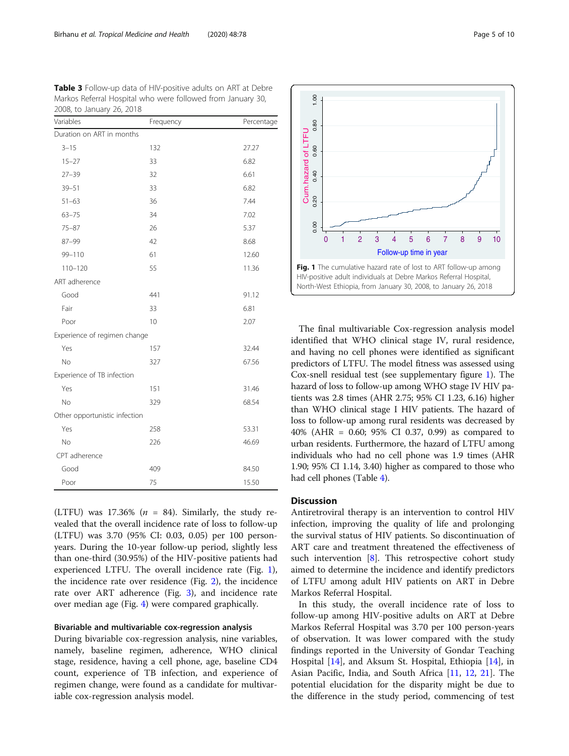**Table 3** Follow-up data of HIV-positive adults on ART at Debre Markos Referral Hospital who were followed from January 30, 2008, to January 26, 2018

| Variables | Frequency | Percentage |
|---|---|---|
| Duration on ART in months | | |
| 3–15 | 132 | 27.27 |
| 15–27 | 33 | 6.82 |
| 27–39 | 32 | 6.61 |
| 39–51 | 33 | 6.82 |
| 51–63 | 36 | 7.44 |
| 63–75 | 34 | 7.02 |
| 75–87 | 26 | 5.37 |
| 87–99 | 42 | 8.68 |
| 99–110 | 61 | 12.60 |
| 110–120 | 55 | 11.36 |
| ART adherence | | |
| Good | 441 | 91.12 |
| Fair | 33 | 6.81 |
| Poor | 10 | 2.07 |
| Experience of regimen change | | |
| Yes | 157 | 32.44 |
| No | 327 | 67.56 |
| Experience of TB infection | | |
| Yes | 151 | 31.46 |
| No | 329 | 68.54 |
| Other opportunistic infection | | |
| Yes | 258 | 53.31 |
| No | 226 | 46.69 |
| CPT adherence | | |
| Good | 409 | 84.50 |
| Poor | 75 | 15.50 |

(LTFU) was 17.36% ($n$ = 84). Similarly, the study revealed that the overall incidence rate of loss to follow-up (LTFU) was 3.70 (95% CI: 0.03, 0.05) per 100 person-years. During the 10-year follow-up period, slightly less than one-third (30.95%) of the HIV-positive patients had experienced LTFU. The overall incidence rate (Fig. 1), the incidence rate over residence (Fig. 2), the incidence rate over ART adherence (Fig. 3), and incidence rate over median age (Fig. 4) were compared graphically.

**Fig. 1** The cumulative hazard rate of lost to ART follow-up among HIV-positive adult individuals at Debre Markos Referral Hospital, North-West Ethiopia, from January 30, 2008, to January 26, 2018

### Bivariable and multivariable cox-regression analysis

During bivariable cox-regression analysis, nine variables, namely, baseline regimen, adherence, WHO clinical stage, residence, having a cell phone, age, baseline CD4 count, experience of TB infection, and experience of regimen change, were found as a candidate for multivariable cox-regression analysis model.

The final multivariable Cox-regression analysis model identified that WHO clinical stage IV, rural residence, and having no cell phones were identified as significant predictors of LTFU. The model fitness was assessed using Cox-snell residual test (see supplementary figure 1). The hazard of loss to follow-up among WHO stage IV HIV patients was 2.8 times (AHR 2.75; 95% CI 1.23, 6.16) higher than WHO clinical stage I HIV patients. The hazard of loss to follow-up among rural residents was decreased by 40% (AHR = 0.60; 95% CI 0.37, 0.99) as compared to urban residents. Furthermore, the hazard of LTFU among individuals who had no cell phone was 1.9 times (AHR 1.90; 95% CI 1.14, 3.40) higher as compared to those who had cell phones (Table 4).

## Discussion

Antiretroviral therapy is an intervention to control HIV infection, improving the quality of life and prolonging the survival status of HIV patients. So discontinuation of ART care and treatment threatened the effectiveness of such intervention [8]. This retrospective cohort study aimed to determine the incidence and identify predictors of LTFU among adult HIV patients on ART in Debre Markos Referral Hospital.

In this study, the overall incidence rate of loss to follow-up among HIV-positive adults on ART at Debre Markos Referral Hospital was 3.70 per 100 person-years of observation. It was lower compared with the study findings reported in the University of Gondar Teaching Hospital [14], and Aksum St. Hospital, Ethiopia [14], in Asian Pacific, India, and South Africa [11, 12, 21]. The potential elucidation for the disparity might be due to the difference in the study period, commencing of test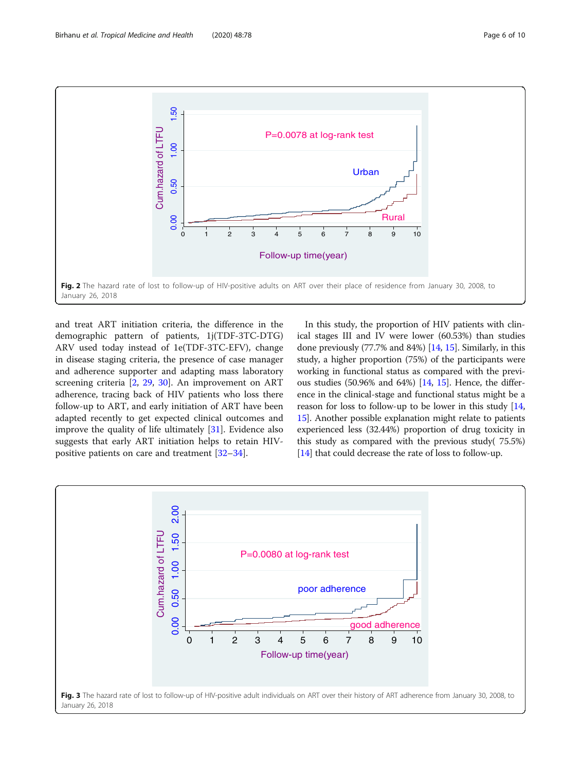Fig. 2 The hazard rate of lost to follow-up of HIV-positive adults on ART over their place of residence from January 30, 2008, to January 26, 2018

and treat ART initiation criteria, the difference in the demographic pattern of patients, 1j(TDF-3TC-DTG) ARV used today instead of 1e(TDF-3TC-EFV), change in disease staging criteria, the presence of case manager and adherence supporter and adapting mass laboratory screening criteria [2, 29, 30]. An improvement on ART adherence, tracing back of HIV patients who loss there follow-up to ART, and early initiation of ART have been adapted recently to get expected clinical outcomes and improve the quality of life ultimately [31]. Evidence also suggests that early ART initiation helps to retain HIV-positive patients on care and treatment [32–34].

In this study, the proportion of HIV patients with clinical stages III and IV were lower (60.53%) than studies done previously (77.7% and 84%) [14, 15]. Similarly, in this study, a higher proportion (75%) of the participants were working in functional status as compared with the previous studies (50.96% and 64%) [14, 15]. Hence, the difference in the clinical-stage and functional status might be a reason for loss to follow-up to be lower in this study [14, 15]. Another possible explanation might relate to patients experienced less (32.44%) proportion of drug toxicity in this study as compared with the previous study( 75.5%) [14] that could decrease the rate of loss to follow-up.

Fig. 3 The hazard rate of lost to follow-up of HIV-positive adult individuals on ART over their history of ART adherence from January 30, 2008, to January 26, 2018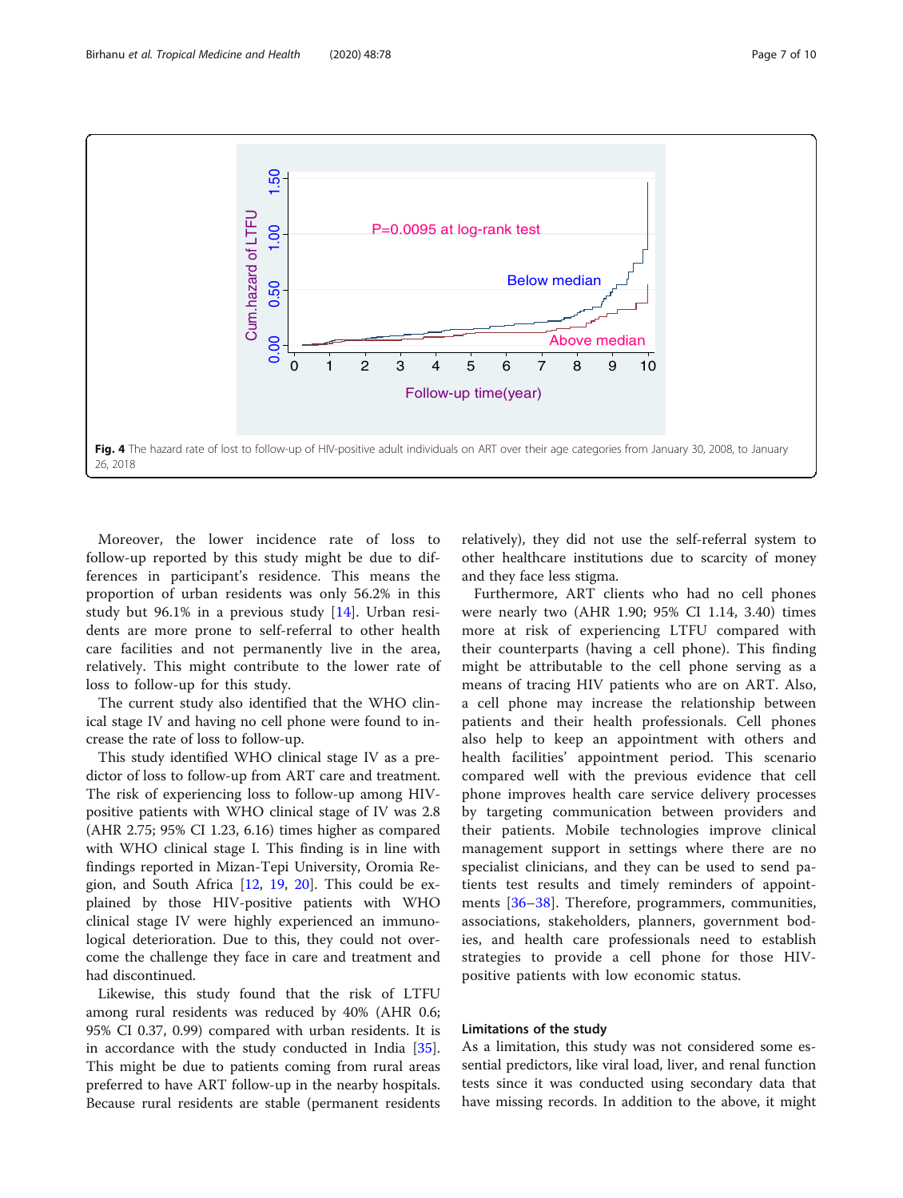Fig. 4 The hazard rate of lost to follow-up of HIV-positive adult individuals on ART over their age categories from January 30, 2008, to January 26, 2018

Moreover, the lower incidence rate of loss to follow-up reported by this study might be due to differences in participant's residence. This means the proportion of urban residents was only 56.2% in this study but 96.1% in a previous study [14]. Urban residents are more prone to self-referral to other health care facilities and not permanently live in the area, relatively. This might contribute to the lower rate of loss to follow-up for this study.

The current study also identified that the WHO clinical stage IV and having no cell phone were found to increase the rate of loss to follow-up.

This study identified WHO clinical stage IV as a predictor of loss to follow-up from ART care and treatment. The risk of experiencing loss to follow-up among HIV-positive patients with WHO clinical stage of IV was 2.8 (AHR 2.75; 95% CI 1.23, 6.16) times higher as compared with WHO clinical stage I. This finding is in line with findings reported in Mizan-Tepi University, Oromia Region, and South Africa [12, 19, 20]. This could be explained by those HIV-positive patients with WHO clinical stage IV were highly experienced an immunological deterioration. Due to this, they could not overcome the challenge they face in care and treatment and had discontinued.

Likewise, this study found that the risk of LTFU among rural residents was reduced by 40% (AHR 0.6; 95% CI 0.37, 0.99) compared with urban residents. It is in accordance with the study conducted in India [35]. This might be due to patients coming from rural areas preferred to have ART follow-up in the nearby hospitals. Because rural residents are stable (permanent residents relatively), they did not use the self-referral system to other healthcare institutions due to scarcity of money and they face less stigma.

Furthermore, ART clients who had no cell phones were nearly two (AHR 1.90; 95% CI 1.14, 3.40) times more at risk of experiencing LTFU compared with their counterparts (having a cell phone). This finding might be attributable to the cell phone serving as a means of tracing HIV patients who are on ART. Also, a cell phone may increase the relationship between patients and their health professionals. Cell phones also help to keep an appointment with others and health facilities' appointment period. This scenario compared well with the previous evidence that cell phone improves health care service delivery processes by targeting communication between providers and their patients. Mobile technologies improve clinical management support in settings where there are no specialist clinicians, and they can be used to send patients test results and timely reminders of appointments [36–38]. Therefore, programmers, communities, associations, stakeholders, planners, government bodies, and health care professionals need to establish strategies to provide a cell phone for those HIV-positive patients with low economic status.

## Limitations of the study

As a limitation, this study was not considered some essential predictors, like viral load, liver, and renal function tests since it was conducted using secondary data that have missing records. In addition to the above, it might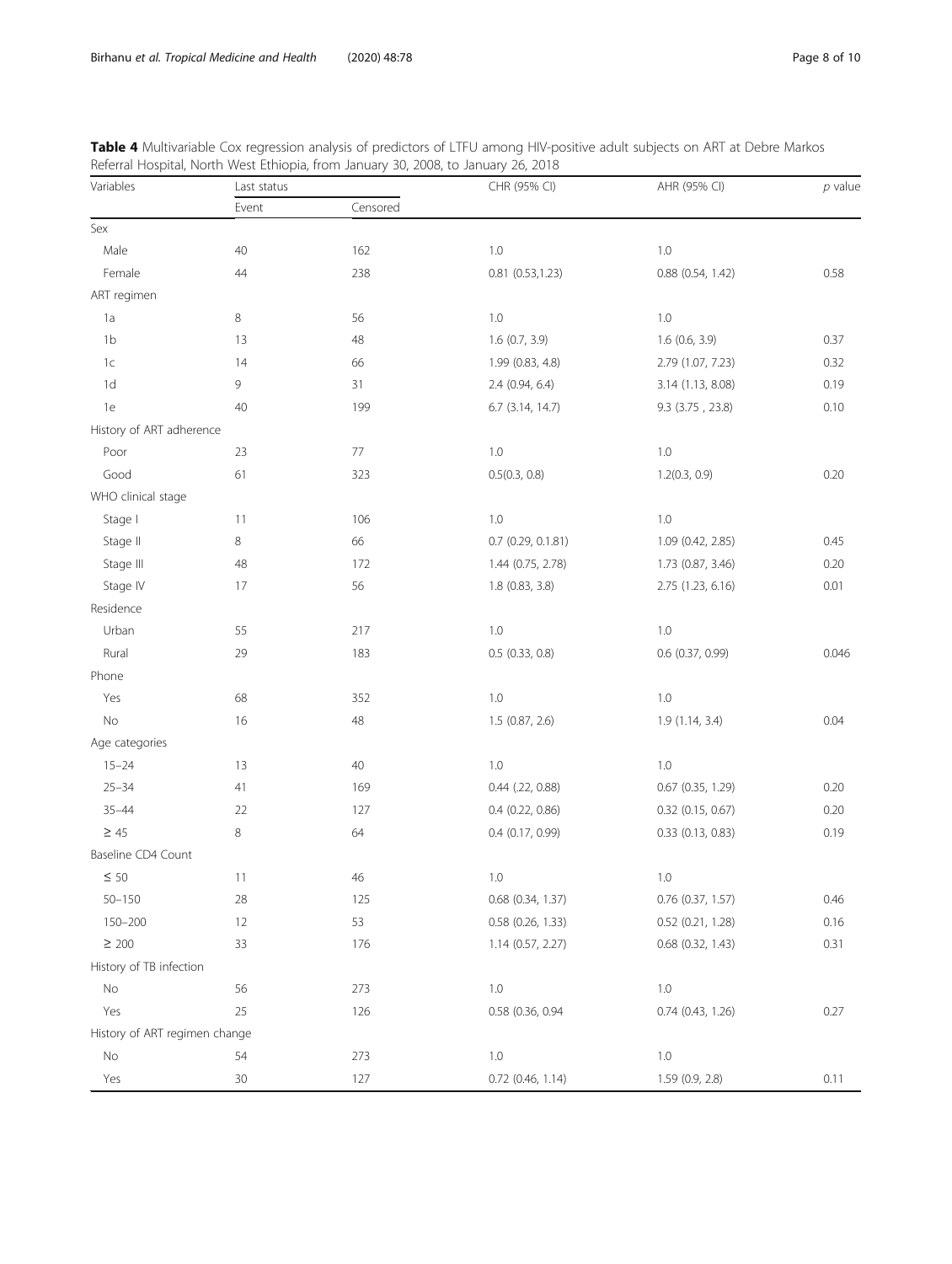**Table 4** Multivariable Cox regression analysis of predictors of LTFU among HIV-positive adult subjects on ART at Debre Markos Referral Hospital, North West Ethiopia, from January 30, 2008, to January 26, 2018

| Variables | Last status | | CHR (95% CI) | AHR (95% CI) | *p* value |
|---|---|---|---|---|---|
| | Event | Censored | | | |
| Sex | | | | | |
| Male | 40 | 162 | 1.0 | 1.0 | |
| Female | 44 | 238 | 0.81 (0.53,1.23) | 0.88 (0.54, 1.42) | 0.58 |
| ART regimen | | | | | |
| 1a | 8 | 56 | 1.0 | 1.0 | |
| 1b | 13 | 48 | 1.6 (0.7, 3.9) | 1.6 (0.6, 3.9) | 0.37 |
| 1c | 14 | 66 | 1.99 (0.83, 4.8) | 2.79 (1.07, 7.23) | 0.32 |
| 1d | 9 | 31 | 2.4 (0.94, 6.4) | 3.14 (1.13, 8.08) | 0.19 |
| 1e | 40 | 199 | 6.7 (3.14, 14.7) | 9.3 (3.75 , 23.8) | 0.10 |
| History of ART adherence | | | | | |
| Poor | 23 | 77 | 1.0 | 1.0 | |
| Good | 61 | 323 | 0.5(0.3, 0.8) | 1.2(0.3, 0.9) | 0.20 |
| WHO clinical stage | | | | | |
| Stage I | 11 | 106 | 1.0 | 1.0 | |
| Stage II | 8 | 66 | 0.7 (0.29, 0.1.81) | 1.09 (0.42, 2.85) | 0.45 |
| Stage III | 48 | 172 | 1.44 (0.75, 2.78) | 1.73 (0.87, 3.46) | 0.20 |
| Stage IV | 17 | 56 | 1.8 (0.83, 3.8) | 2.75 (1.23, 6.16) | 0.01 |
| Residence | | | | | |
| Urban | 55 | 217 | 1.0 | 1.0 | |
| Rural | 29 | 183 | 0.5 (0.33, 0.8) | 0.6 (0.37, 0.99) | 0.046 |
| Phone | | | | | |
| Yes | 68 | 352 | 1.0 | 1.0 | |
| No | 16 | 48 | 1.5 (0.87, 2.6) | 1.9 (1.14, 3.4) | 0.04 |
| Age categories | | | | | |
| 15–24 | 13 | 40 | 1.0 | 1.0 | |
| 25–34 | 41 | 169 | 0.44 (.22, 0.88) | 0.67 (0.35, 1.29) | 0.20 |
| 35–44 | 22 | 127 | 0.4 (0.22, 0.86) | 0.32 (0.15, 0.67) | 0.20 |
| ≥ 45 | 8 | 64 | 0.4 (0.17, 0.99) | 0.33 (0.13, 0.83) | 0.19 |
| Baseline CD4 Count | | | | | |
| ≤ 50 | 11 | 46 | 1.0 | 1.0 | |
| 50–150 | 28 | 125 | 0.68 (0.34, 1.37) | 0.76 (0.37, 1.57) | 0.46 |
| 150–200 | 12 | 53 | 0.58 (0.26, 1.33) | 0.52 (0.21, 1.28) | 0.16 |
| ≥ 200 | 33 | 176 | 1.14 (0.57, 2.27) | 0.68 (0.32, 1.43) | 0.31 |
| History of TB infection | | | | | |
| No | 56 | 273 | 1.0 | 1.0 | |
| Yes | 25 | 126 | 0.58 (0.36, 0.94 | 0.74 (0.43, 1.26) | 0.27 |
| History of ART regimen change | | | | | |
| No | 54 | 273 | 1.0 | 1.0 | |
| Yes | 30 | 127 | 0.72 (0.46, 1.14) | 1.59 (0.9, 2.8) | 0.11 |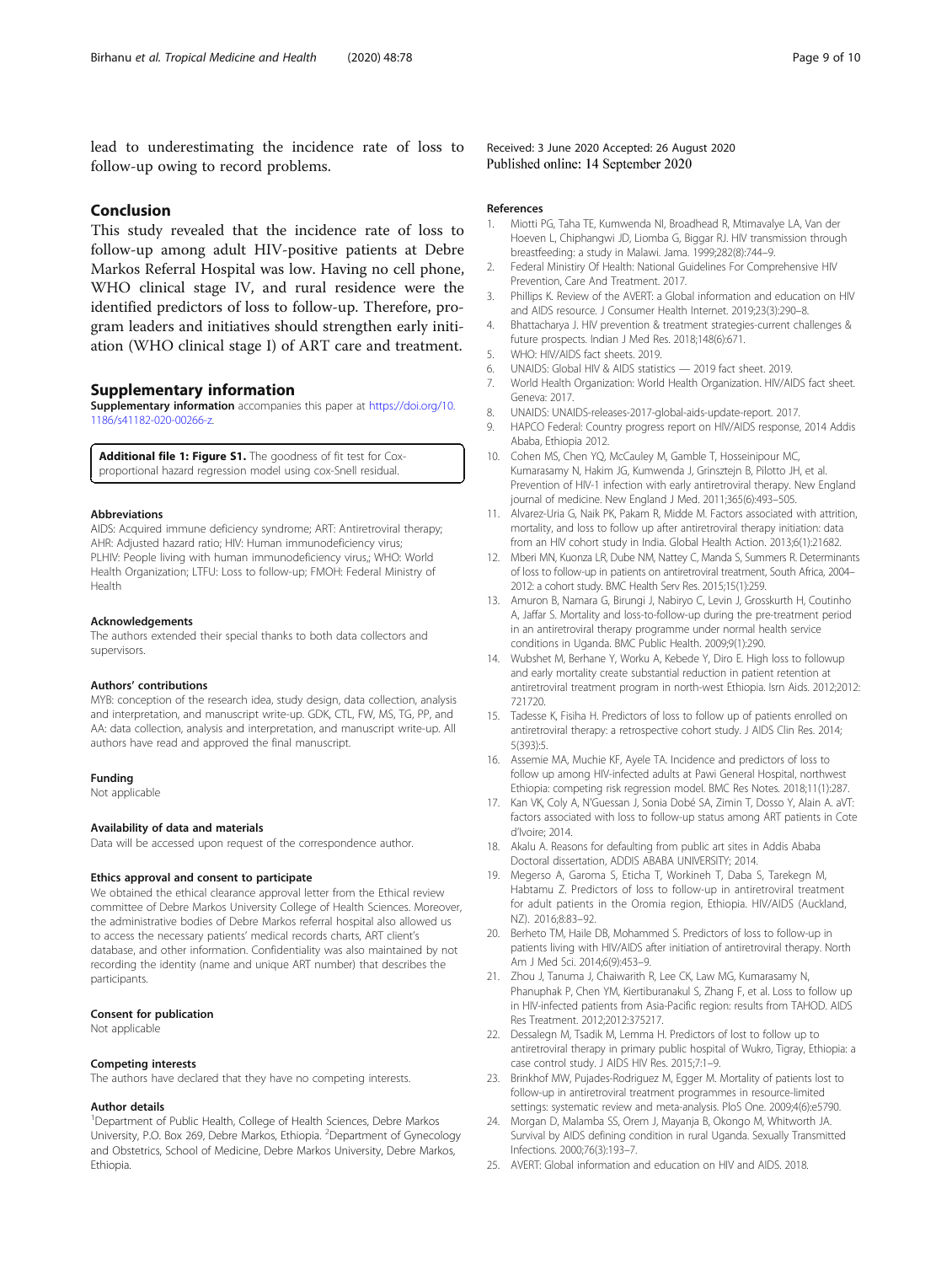lead to underestimating the incidence rate of loss to follow-up owing to record problems.

## Conclusion

This study revealed that the incidence rate of loss to follow-up among adult HIV-positive patients at Debre Markos Referral Hospital was low. Having no cell phone, WHO clinical stage IV, and rural residence were the identified predictors of loss to follow-up. Therefore, program leaders and initiatives should strengthen early initiation (WHO clinical stage I) of ART care and treatment.

## Supplementary information

**Supplementary information** accompanies this paper at https://doi.org/10.1186/s41182-020-00266-z.

**Additional file 1: Figure S1.** The goodness of fit test for Cox-proportional hazard regression model using cox-Snell residual.

#### Abbreviations

AIDS: Acquired immune deficiency syndrome; ART: Antiretroviral therapy; AHR: Adjusted hazard ratio; HIV: Human immunodeficiency virus; PLHIV: People living with human immunodeficiency virus,; WHO: World Health Organization; LTFU: Loss to follow-up; FMOH: Federal Ministry of Health

#### Acknowledgements

The authors extended their special thanks to both data collectors and supervisors.

#### Authors' contributions

MYB: conception of the research idea, study design, data collection, analysis and interpretation, and manuscript write-up. GDK, CTL, FW, MS, TG, PP, and AA: data collection, analysis and interpretation, and manuscript write-up. All authors have read and approved the final manuscript.

#### Funding

Not applicable

#### Availability of data and materials

Data will be accessed upon request of the correspondence author.

#### Ethics approval and consent to participate

We obtained the ethical clearance approval letter from the Ethical review committee of Debre Markos University College of Health Sciences. Moreover, the administrative bodies of Debre Markos referral hospital also allowed us to access the necessary patients' medical records charts, ART client's database, and other information. Confidentiality was also maintained by not recording the identity (name and unique ART number) that describes the participants.

#### Consent for publication

Not applicable

#### Competing interests

The authors have declared that they have no competing interests.

#### Author details

[1]Department of Public Health, College of Health Sciences, Debre Markos University, P.O. Box 269, Debre Markos, Ethiopia. [2]Department of Gynecology and Obstetrics, School of Medicine, Debre Markos University, Debre Markos, Ethiopia.

Received: 3 June 2020 Accepted: 26 August 2020
Published online: 14 September 2020

#### References

1. Miotti PG, Taha TE, Kumwenda NI, Broadhead R, Mtimavalye LA, Van der Hoeven L, Chiphangwi JD, Liomba G, Biggar RJ. HIV transmission through breastfeeding: a study in Malawi. Jama. 1999;282(8):744–9.
2. Federal Ministry Of Health: National Guidelines For Comprehensive HIV Prevention, Care And Treatment. 2017.
3. Phillips K. Review of the AVERT: a Global information and education on HIV and AIDS resource. J Consumer Health Internet. 2019;23(3):290–8.
4. Bhattacharya J. HIV prevention & treatment strategies-current challenges & future prospects. Indian J Med Res. 2018;148(6):671.
5. WHO: HIV/AIDS fact sheets. 2019.
6. UNAIDS: Global HIV & AIDS statistics — 2019 fact sheet. 2019.
7. World Health Organization: World Health Organization. HIV/AIDS fact sheet. Geneva: 2017.
8. UNAIDS: UNAIDS-releases-2017-global-aids-update-report. 2017.
9. HAPCO Federal: Country progress report on HIV/AIDS response, 2014 Addis Ababa, Ethiopia 2012.
10. Cohen MS, Chen YQ, McCauley M, Gamble T, Hosseinipour MC, Kumarasamy N, Hakim JG, Kumwenda J, Grinsztejn B, Pilotto JH, et al. Prevention of HIV-1 infection with early antiretroviral therapy. New England journal of medicine. New England J Med. 2011;365(6):493–505.
11. Alvarez-Uria G, Naik PK, Pakam R, Midde M. Factors associated with attrition, mortality, and loss to follow up after antiretroviral therapy initiation: data from an HIV cohort study in India. Global Health Action. 2013;6(1):21682.
12. Mberi MN, Kuonza LR, Dube NM, Nattey C, Manda S, Summers R. Determinants of loss to follow-up in patients on antiretroviral treatment, South Africa, 2004–2012: a cohort study. BMC Health Serv Res. 2015;15(1):259.
13. Amuron B, Namara G, Birungi J, Nabiryo C, Levin J, Grosskurth H, Coutinho A, Jaffar S. Mortality and loss-to-follow-up during the pre-treatment period in an antiretroviral therapy programme under normal health service conditions in Uganda. BMC Public Health. 2009;9(1):290.
14. Wubshet M, Berhane Y, Worku A, Kebede Y, Diro E. High loss to followup and early mortality create substantial reduction in patient retention at antiretroviral treatment program in north-west Ethiopia. Isrn Aids. 2012;2012:721720.
15. Tadesse K, Fisiha H. Predictors of loss to follow up of patients enrolled on antiretroviral therapy: a retrospective cohort study. J AIDS Clin Res. 2014;5(393):5.
16. Assemie MA, Muchie KF, Ayele TA. Incidence and predictors of loss to follow up among HIV-infected adults at Pawi General Hospital, northwest Ethiopia: competing risk regression model. BMC Res Notes. 2018;11(1):287.
17. Kan VK, Coly A, N'Guessan J, Sonia Dobé SA, Zimin T, Dosso Y, Alain A. aVT: factors associated with loss to follow-up status among ART patients in Cote d'Ivoire; 2014.
18. Akalu A. Reasons for defaulting from public art sites in Addis Ababa Doctoral dissertation, ADDIS ABABA UNIVERSITY; 2014.
19. Megerso A, Garoma S, Eticha T, Workineh T, Daba S, Tarekegn M, Habtamu Z. Predictors of loss to follow-up in antiretroviral treatment for adult patients in the Oromia region, Ethiopia. HIV/AIDS (Auckland, NZ). 2016;8:83–92.
20. Berheto TM, Haile DB, Mohammed S. Predictors of loss to follow-up in patients living with HIV/AIDS after initiation of antiretroviral therapy. North Am J Med Sci. 2014;6(9):453–9.
21. Zhou J, Tanuma J, Chaiwarith R, Lee CK, Law MG, Kumarasamy N, Phanuphak P, Chen YM, Kiertiburanakul S, Zhang F, et al. Loss to follow up in HIV-infected patients from Asia-Pacific region: results from TAHOD. AIDS Res Treatment. 2012;2012:375217.
22. Dessalegn M, Tsadik M, Lemma H. Predictors of lost to follow up to antiretroviral therapy in primary public hospital of Wukro, Tigray, Ethiopia: a case control study. J AIDS HIV Res. 2015;7:1–9.
23. Brinkhof MW, Pujades-Rodriguez M, Egger M. Mortality of patients lost to follow-up in antiretroviral treatment programmes in resource-limited settings: systematic review and meta-analysis. PloS One. 2009;4(6):e5790.
24. Morgan D, Malamba SS, Orem J, Mayanja B, Okongo M, Whitworth JA. Survival by AIDS defining condition in rural Uganda. Sexually Transmitted Infections. 2000;76(3):193–7.
25. AVERT: Global information and education on HIV and AIDS. 2018.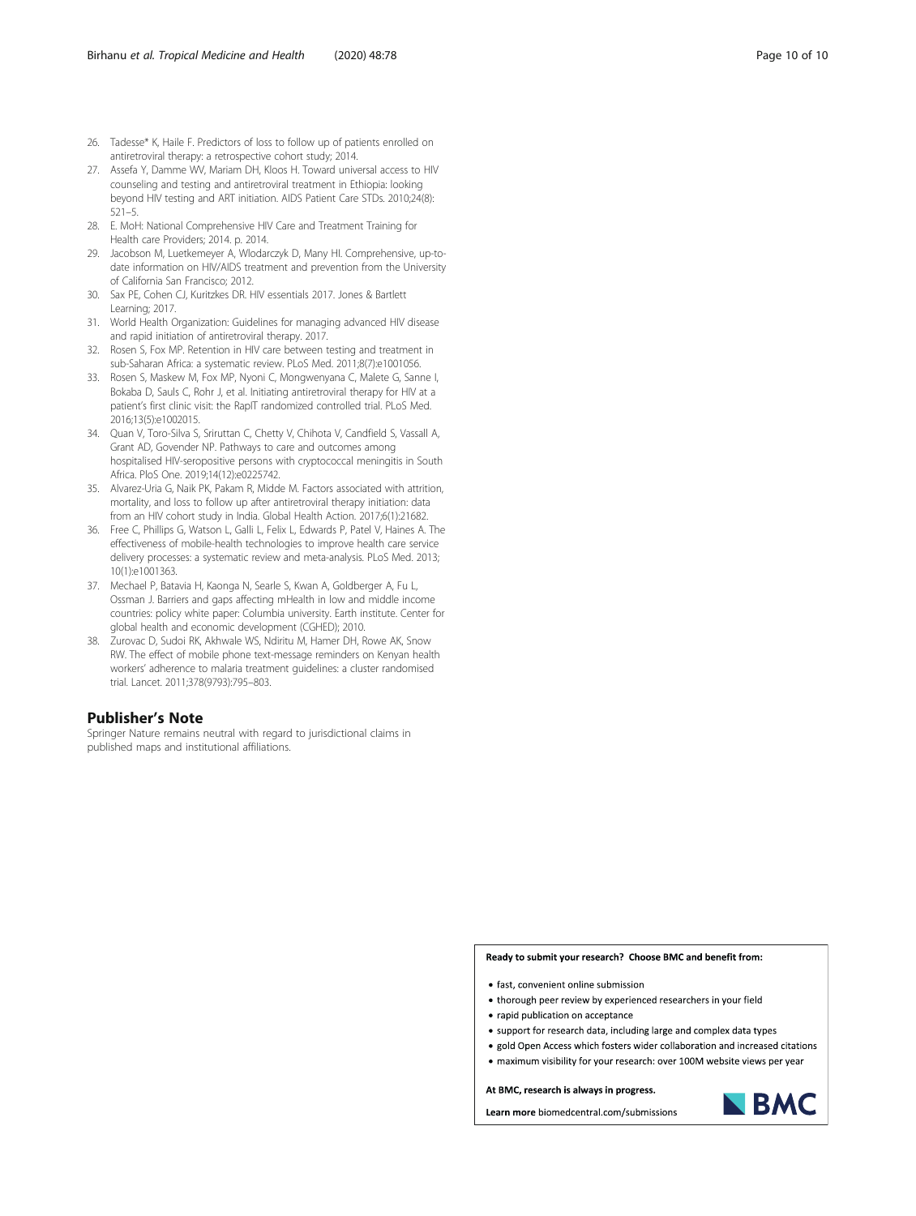26. Tadesse* K, Haile F. Predictors of loss to follow up of patients enrolled on antiretroviral therapy: a retrospective cohort study; 2014.
27. Assefa Y, Damme WV, Mariam DH, Kloos H. Toward universal access to HIV counseling and testing and antiretroviral treatment in Ethiopia: looking beyond HIV testing and ART initiation. AIDS Patient Care STDs. 2010;24(8): 521–5.
28. E. MoH: National Comprehensive HIV Care and Treatment Training for Health care Providers; 2014. p. 2014.
29. Jacobson M, Luetkemeyer A, Wlodarczyk D, Many HI. Comprehensive, up-to-date information on HIV/AIDS treatment and prevention from the University of California San Francisco; 2012.
30. Sax PE, Cohen CJ, Kuritzkes DR. HIV essentials 2017. Jones & Bartlett Learning; 2017.
31. World Health Organization: Guidelines for managing advanced HIV disease and rapid initiation of antiretroviral therapy. 2017.
32. Rosen S, Fox MP. Retention in HIV care between testing and treatment in sub-Saharan Africa: a systematic review. PLoS Med. 2011;8(7):e1001056.
33. Rosen S, Maskew M, Fox MP, Nyoni C, Mongwenyana C, Malete G, Sanne I, Bokaba D, Sauls C, Rohr J, et al. Initiating antiretroviral therapy for HIV at a patient's first clinic visit: the RapIT randomized controlled trial. PLoS Med. 2016;13(5):e1002015.
34. Quan V, Toro-Silva S, Sriruttan C, Chetty V, Chihota V, Candfield S, Vassall A, Grant AD, Govender NP. Pathways to care and outcomes among hospitalised HIV-seropositive persons with cryptococcal meningitis in South Africa. PloS One. 2019;14(12):e0225742.
35. Alvarez-Uria G, Naik PK, Pakam R, Midde M. Factors associated with attrition, mortality, and loss to follow up after antiretroviral therapy initiation: data from an HIV cohort study in India. Global Health Action. 2017;6(1):21682.
36. Free C, Phillips G, Watson L, Galli L, Felix L, Edwards P, Patel V, Haines A. The effectiveness of mobile-health technologies to improve health care service delivery processes: a systematic review and meta-analysis. PLoS Med. 2013; 10(1):e1001363.
37. Mechael P, Batavia H, Kaonga N, Searle S, Kwan A, Goldberger A, Fu L, Ossman J. Barriers and gaps affecting mHealth in low and middle income countries: policy white paper: Columbia university. Earth institute. Center for global health and economic development (CGHED); 2010.
38. Zurovac D, Sudoi RK, Akhwale WS, Ndiritu M, Hamer DH, Rowe AK, Snow RW. The effect of mobile phone text-message reminders on Kenyan health workers' adherence to malaria treatment guidelines: a cluster randomised trial. Lancet. 2011;378(9793):795–803.

## Publisher's Note

Springer Nature remains neutral with regard to jurisdictional claims in published maps and institutional affiliations.

**Ready to submit your research? Choose BMC and benefit from:**

- fast, convenient online submission
- thorough peer review by experienced researchers in your field
- rapid publication on acceptance
- support for research data, including large and complex data types
- gold Open Access which fosters wider collaboration and increased citations
- maximum visibility for your research: over 100M website views per year

**At BMC, research is always in progress.**

**Learn more** biomedcentral.com/submissions

BMC